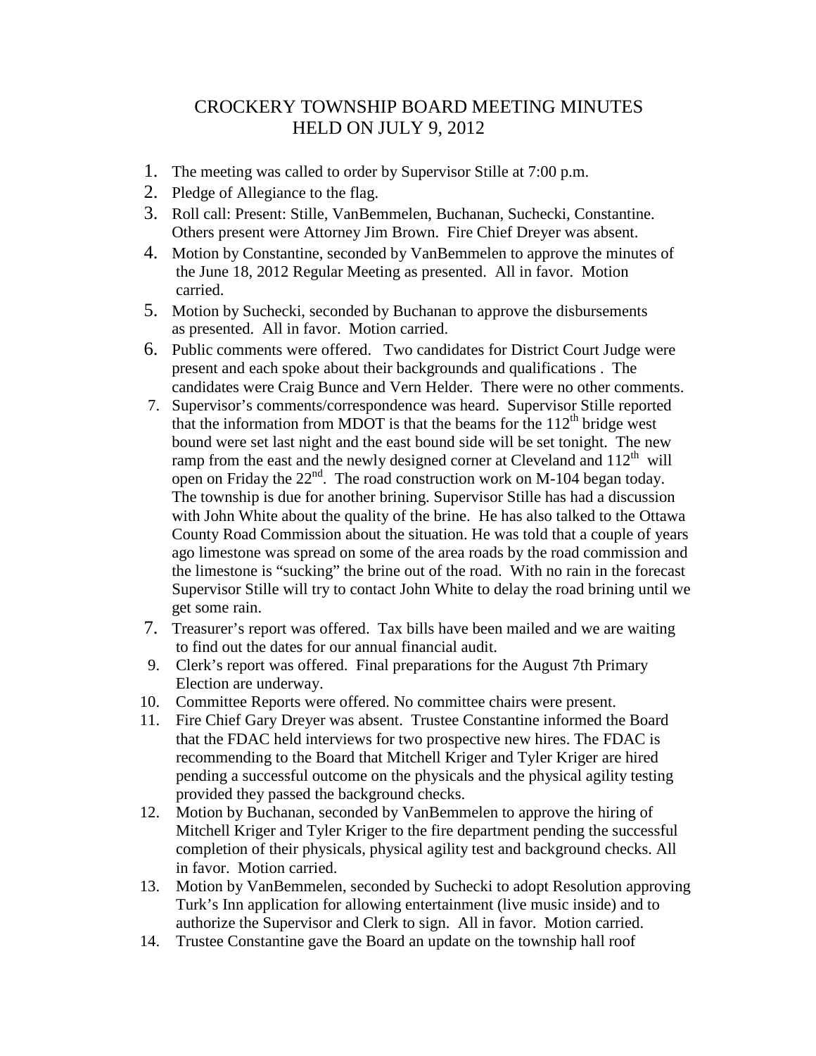# CROCKERY TOWNSHIP BOARD MEETING MINUTES
## HELD ON JULY 9, 2012

1. The meeting was called to order by Supervisor Stille at 7:00 p.m.
2. Pledge of Allegiance to the flag.
3. Roll call: Present: Stille, VanBemmelen, Buchanan, Suchecki, Constantine. Others present were Attorney Jim Brown. Fire Chief Dreyer was absent.
4. Motion by Constantine, seconded by VanBemmelen to approve the minutes of the June 18, 2012 Regular Meeting as presented. All in favor. Motion carried.
5. Motion by Suchecki, seconded by Buchanan to approve the disbursements as presented. All in favor. Motion carried.
6. Public comments were offered. Two candidates for District Court Judge were present and each spoke about their backgrounds and qualifications . The candidates were Craig Bunce and Vern Helder. There were no other comments.
7. Supervisor's comments/correspondence was heard. Supervisor Stille reported that the information from MDOT is that the beams for the 112th bridge west bound were set last night and the east bound side will be set tonight. The new ramp from the east and the newly designed corner at Cleveland and 112th will open on Friday the 22nd. The road construction work on M-104 began today. The township is due for another brining. Supervisor Stille has had a discussion with John White about the quality of the brine. He has also talked to the Ottawa County Road Commission about the situation. He was told that a couple of years ago limestone was spread on some of the area roads by the road commission and the limestone is "sucking" the brine out of the road. With no rain in the forecast Supervisor Stille will try to contact John White to delay the road brining until we get some rain.
7. Treasurer's report was offered. Tax bills have been mailed and we are waiting to find out the dates for our annual financial audit.
9. Clerk's report was offered. Final preparations for the August 7th Primary Election are underway.
10. Committee Reports were offered. No committee chairs were present.
11. Fire Chief Gary Dreyer was absent. Trustee Constantine informed the Board that the FDAC held interviews for two prospective new hires. The FDAC is recommending to the Board that Mitchell Kriger and Tyler Kriger are hired pending a successful outcome on the physicals and the physical agility testing provided they passed the background checks.
12. Motion by Buchanan, seconded by VanBemmelen to approve the hiring of Mitchell Kriger and Tyler Kriger to the fire department pending the successful completion of their physicals, physical agility test and background checks. All in favor. Motion carried.
13. Motion by VanBemmelen, seconded by Suchecki to adopt Resolution approving Turk's Inn application for allowing entertainment (live music inside) and to authorize the Supervisor and Clerk to sign. All in favor. Motion carried.
14. Trustee Constantine gave the Board an update on the township hall roof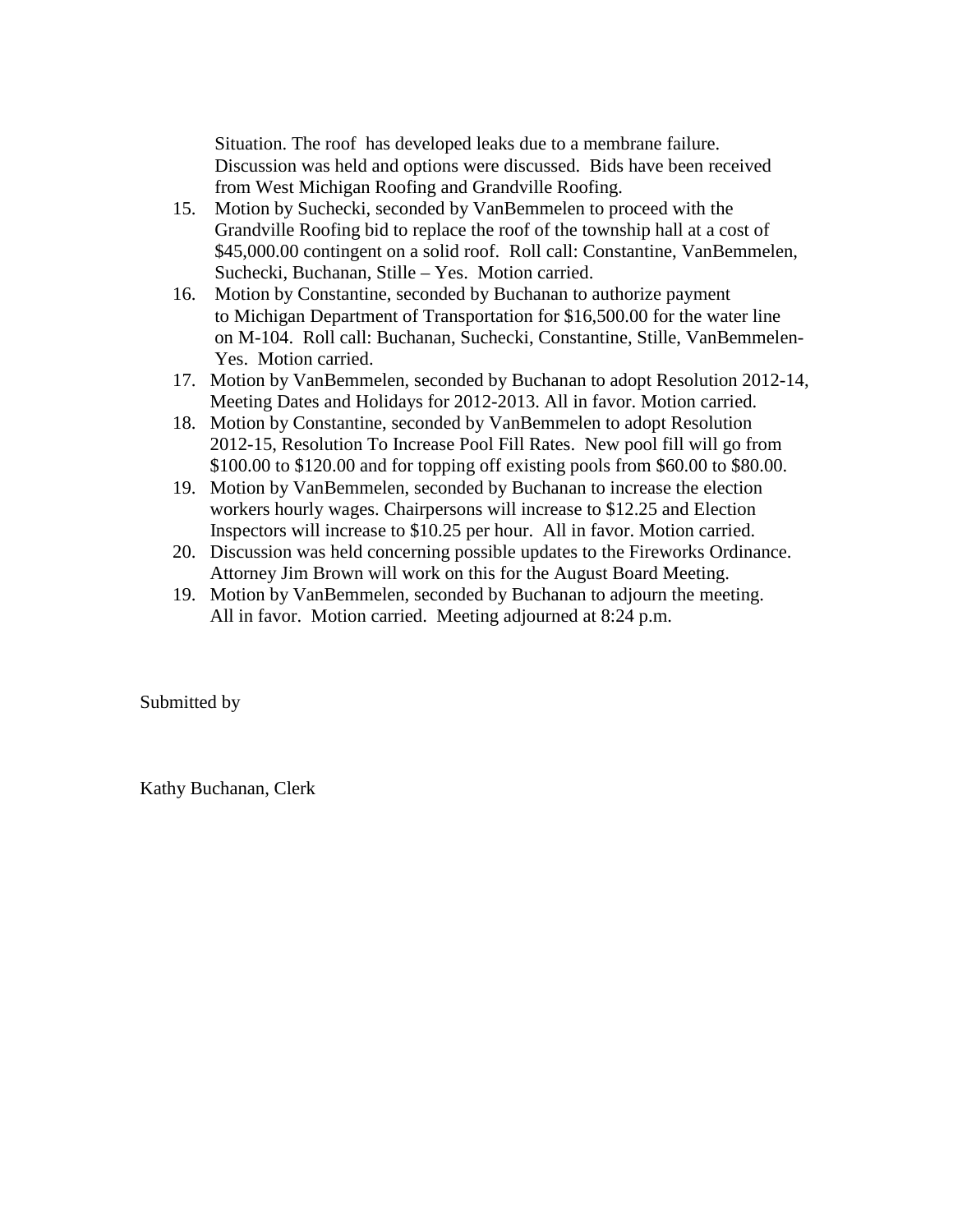Situation. The roof has developed leaks due to a membrane failure. Discussion was held and options were discussed. Bids have been received from West Michigan Roofing and Grandville Roofing.

15. Motion by Suchecki, seconded by VanBemmelen to proceed with the Grandville Roofing bid to replace the roof of the township hall at a cost of $45,000.00 contingent on a solid roof. Roll call: Constantine, VanBemmelen, Suchecki, Buchanan, Stille – Yes. Motion carried.
16. Motion by Constantine, seconded by Buchanan to authorize payment to Michigan Department of Transportation for $16,500.00 for the water line on M-104. Roll call: Buchanan, Suchecki, Constantine, Stille, VanBemmelen- Yes. Motion carried.
17. Motion by VanBemmelen, seconded by Buchanan to adopt Resolution 2012-14, Meeting Dates and Holidays for 2012-2013. All in favor. Motion carried.
18. Motion by Constantine, seconded by VanBemmelen to adopt Resolution 2012-15, Resolution To Increase Pool Fill Rates. New pool fill will go from $100.00 to $120.00 and for topping off existing pools from $60.00 to $80.00.
19. Motion by VanBemmelen, seconded by Buchanan to increase the election workers hourly wages. Chairpersons will increase to $12.25 and Election Inspectors will increase to $10.25 per hour. All in favor. Motion carried.
20. Discussion was held concerning possible updates to the Fireworks Ordinance. Attorney Jim Brown will work on this for the August Board Meeting.
19. Motion by VanBemmelen, seconded by Buchanan to adjourn the meeting. All in favor. Motion carried. Meeting adjourned at 8:24 p.m.

Submitted by

Kathy Buchanan, Clerk